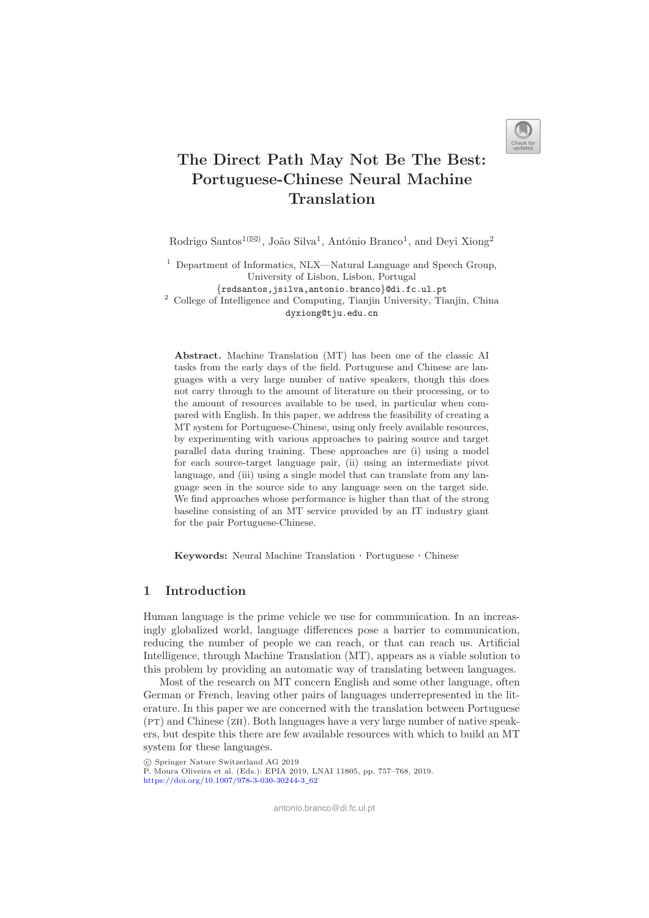# The Direct Path May Not Be The Best: Portuguese-Chinese Neural Machine Translation

Rodrigo Santos[1(✉)], João Silva[1], António Branco[1], and Deyi Xiong[2]

[1] Department of Informatics, NLX—Natural Language and Speech Group, University of Lisbon, Lisbon, Portugal
{rsdsantos,jsilva,antonio.branco}@di.fc.ul.pt

[2] College of Intelligence and Computing, Tianjin University, Tianjin, China
dyxiong@tju.edu.cn

**Abstract.** Machine Translation (MT) has been one of the classic AI tasks from the early days of the field. Portuguese and Chinese are languages with a very large number of native speakers, though this does not carry through to the amount of literature on their processing, or to the amount of resources available to be used, in particular when compared with English. In this paper, we address the feasibility of creating a MT system for Portuguese-Chinese, using only freely available resources, by experimenting with various approaches to pairing source and target parallel data during training. These approaches are (i) using a model for each source-target language pair, (ii) using an intermediate pivot language, and (iii) using a single model that can translate from any language seen in the source side to any language seen on the target side. We find approaches whose performance is higher than that of the strong baseline consisting of an MT service provided by an IT industry giant for the pair Portuguese-Chinese.

**Keywords:** Neural Machine Translation · Portuguese · Chinese

## 1 Introduction

Human language is the prime vehicle we use for communication. In an increasingly globalized world, language differences pose a barrier to communication, reducing the number of people we can reach, or that can reach us. Artificial Intelligence, through Machine Translation (MT), appears as a viable solution to this problem by providing an automatic way of translating between languages.

Most of the research on MT concern English and some other language, often German or French, leaving other pairs of languages underrepresented in the literature. In this paper we are concerned with the translation between Portuguese (PT) and Chinese (ZH). Both languages have a very large number of native speakers, but despite this there are few available resources with which to build an MT system for these languages.

© Springer Nature Switzerland AG 2019
P. Moura Oliveira et al. (Eds.): EPIA 2019, LNAI 11805, pp. 757–768, 2019.
https://doi.org/10.1007/978-3-030-30244-3_62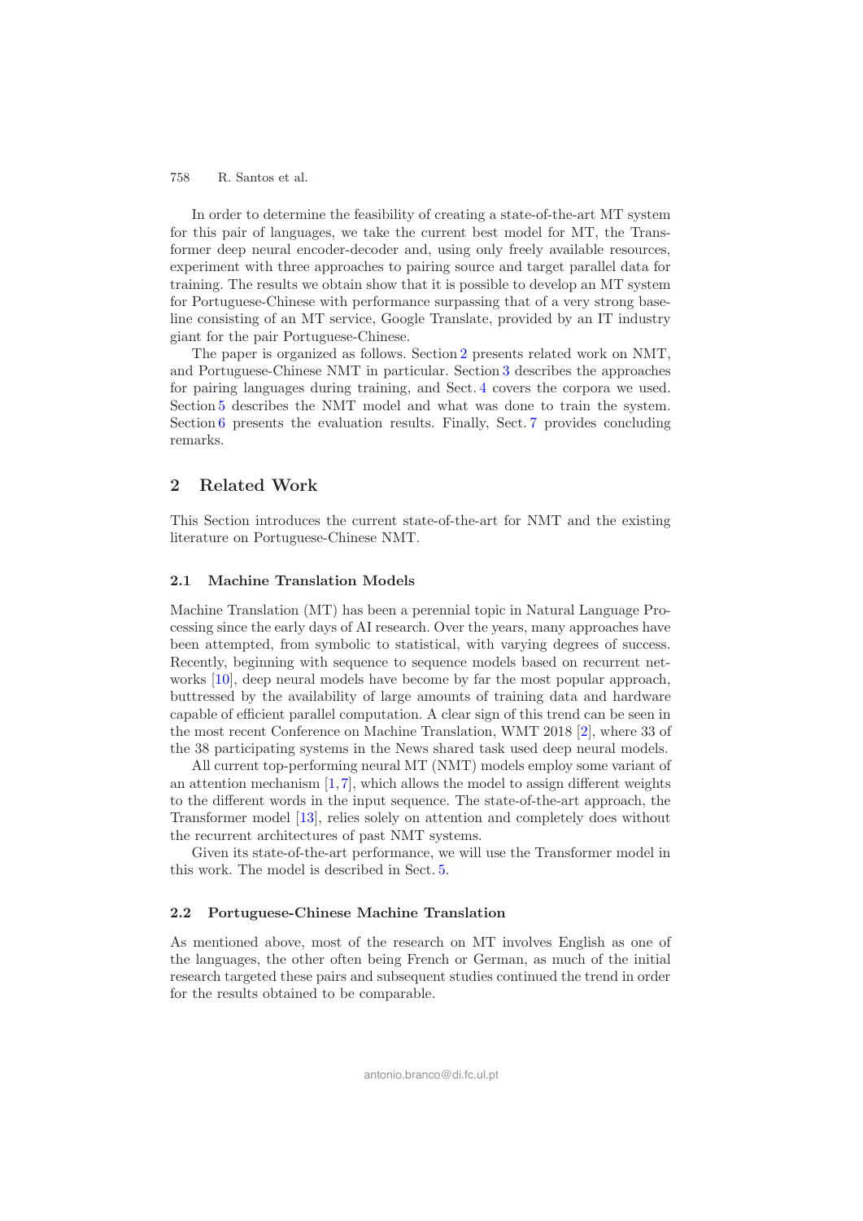In order to determine the feasibility of creating a state-of-the-art MT system for this pair of languages, we take the current best model for MT, the Transformer deep neural encoder-decoder and, using only freely available resources, experiment with three approaches to pairing source and target parallel data for training. The results we obtain show that it is possible to develop an MT system for Portuguese-Chinese with performance surpassing that of a very strong baseline consisting of an MT service, Google Translate, provided by an IT industry giant for the pair Portuguese-Chinese.

The paper is organized as follows. Section 2 presents related work on NMT, and Portuguese-Chinese NMT in particular. Section 3 describes the approaches for pairing languages during training, and Sect. 4 covers the corpora we used. Section 5 describes the NMT model and what was done to train the system. Section 6 presents the evaluation results. Finally, Sect. 7 provides concluding remarks.

## 2 Related Work

This Section introduces the current state-of-the-art for NMT and the existing literature on Portuguese-Chinese NMT.

### 2.1 Machine Translation Models

Machine Translation (MT) has been a perennial topic in Natural Language Processing since the early days of AI research. Over the years, many approaches have been attempted, from symbolic to statistical, with varying degrees of success. Recently, beginning with sequence to sequence models based on recurrent networks [10], deep neural models have become by far the most popular approach, buttressed by the availability of large amounts of training data and hardware capable of efficient parallel computation. A clear sign of this trend can be seen in the most recent Conference on Machine Translation, WMT 2018 [2], where 33 of the 38 participating systems in the News shared task used deep neural models.

All current top-performing neural MT (NMT) models employ some variant of an attention mechanism [1,7], which allows the model to assign different weights to the different words in the input sequence. The state-of-the-art approach, the Transformer model [13], relies solely on attention and completely does without the recurrent architectures of past NMT systems.

Given its state-of-the-art performance, we will use the Transformer model in this work. The model is described in Sect. 5.

### 2.2 Portuguese-Chinese Machine Translation

As mentioned above, most of the research on MT involves English as one of the languages, the other often being French or German, as much of the initial research targeted these pairs and subsequent studies continued the trend in order for the results obtained to be comparable.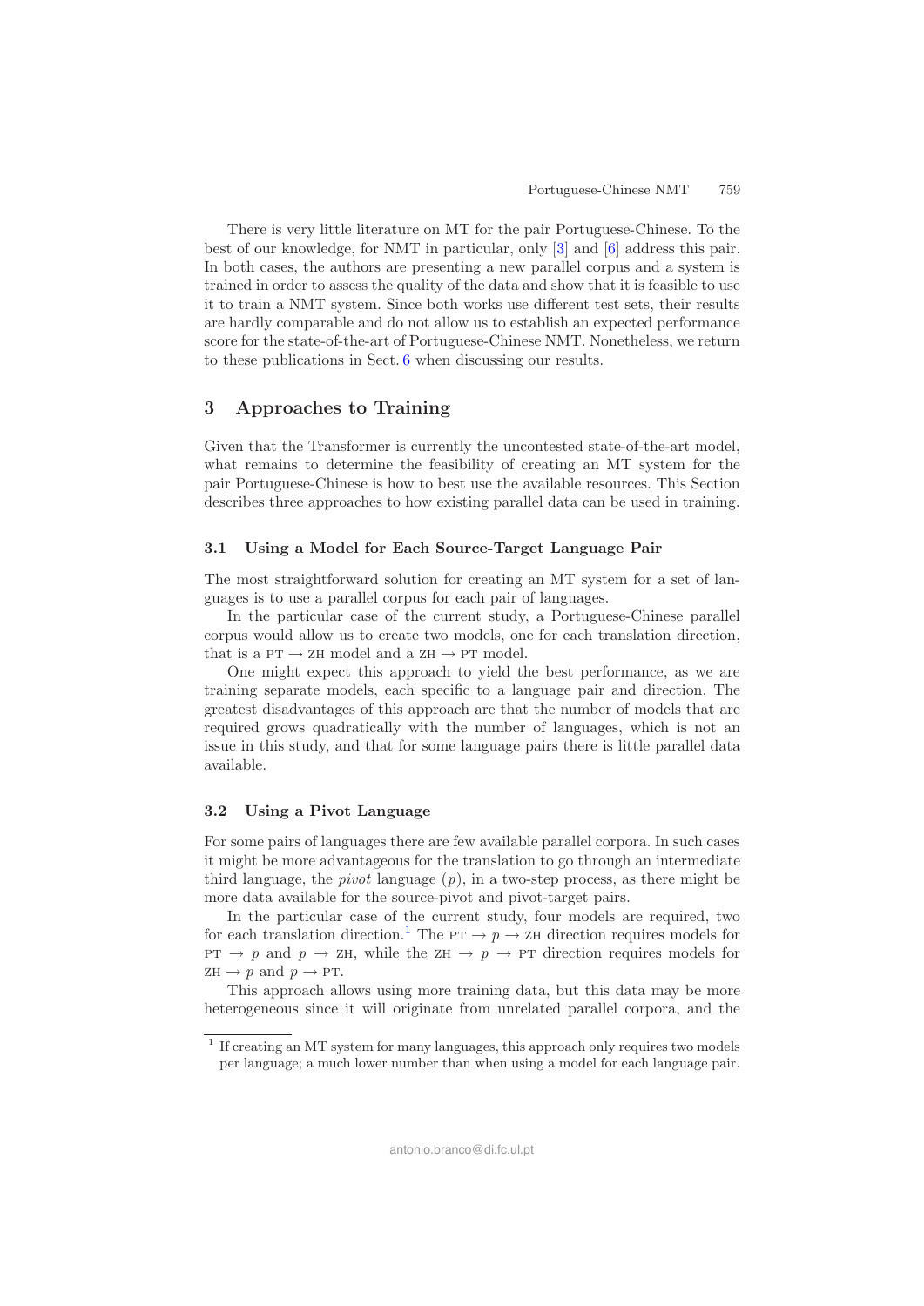There is very little literature on MT for the pair Portuguese-Chinese. To the best of our knowledge, for NMT in particular, only [3] and [6] address this pair. In both cases, the authors are presenting a new parallel corpus and a system is trained in order to assess the quality of the data and show that it is feasible to use it to train a NMT system. Since both works use different test sets, their results are hardly comparable and do not allow us to establish an expected performance score for the state-of-the-art of Portuguese-Chinese NMT. Nonetheless, we return to these publications in Sect. 6 when discussing our results.

## 3 Approaches to Training

Given that the Transformer is currently the uncontested state-of-the-art model, what remains to determine the feasibility of creating an MT system for the pair Portuguese-Chinese is how to best use the available resources. This Section describes three approaches to how existing parallel data can be used in training.

### 3.1 Using a Model for Each Source-Target Language Pair

The most straightforward solution for creating an MT system for a set of languages is to use a parallel corpus for each pair of languages.

In the particular case of the current study, a Portuguese-Chinese parallel corpus would allow us to create two models, one for each translation direction, that is a PT $\rightarrow$ ZH model and a ZH $\rightarrow$ PT model.

One might expect this approach to yield the best performance, as we are training separate models, each specific to a language pair and direction. The greatest disadvantages of this approach are that the number of models that are required grows quadratically with the number of languages, which is not an issue in this study, and that for some language pairs there is little parallel data available.

### 3.2 Using a Pivot Language

For some pairs of languages there are few available parallel corpora. In such cases it might be more advantageous for the translation to go through an intermediate third language, the *pivot* language ($p$), in a two-step process, as there might be more data available for the source-pivot and pivot-target pairs.

In the particular case of the current study, four models are required, two for each translation direction.[1] The PT $\rightarrow p \rightarrow$ ZH direction requires models for PT $\rightarrow p$ and $p \rightarrow$ ZH, while the ZH $\rightarrow p \rightarrow$ PT direction requires models for ZH $\rightarrow p$ and $p \rightarrow$ PT.

This approach allows using more training data, but this data may be more heterogeneous since it will originate from unrelated parallel corpora, and the

[1] If creating an MT system for many languages, this approach only requires two models per language; a much lower number than when using a model for each language pair.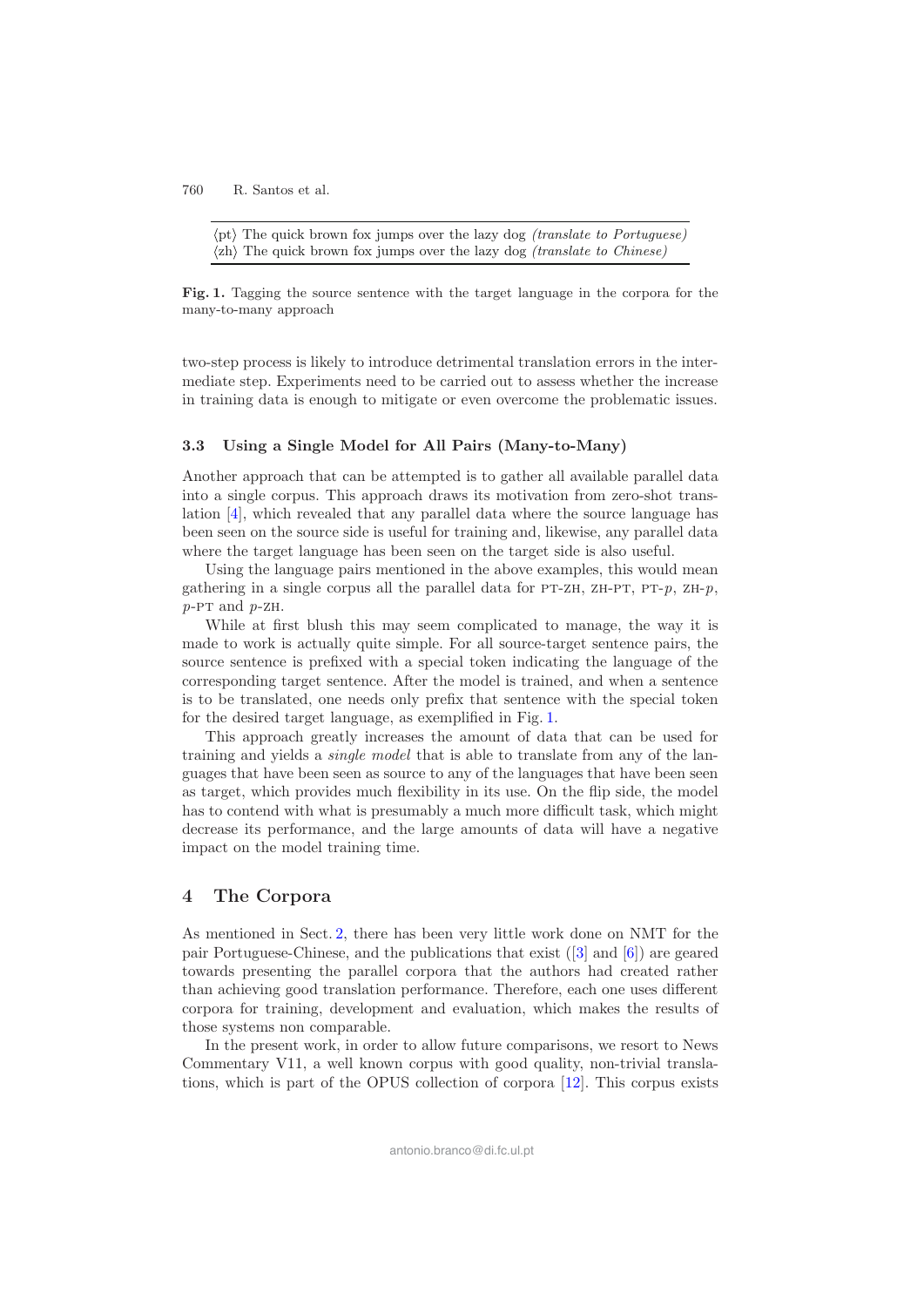⟨pt⟩ The quick brown fox jumps over the lazy dog *(translate to Portuguese)*
⟨zh⟩ The quick brown fox jumps over the lazy dog *(translate to Chinese)*

**Fig. 1.** Tagging the source sentence with the target language in the corpora for the many-to-many approach

two-step process is likely to introduce detrimental translation errors in the intermediate step. Experiments need to be carried out to assess whether the increase in training data is enough to mitigate or even overcome the problematic issues.

### 3.3 Using a Single Model for All Pairs (Many-to-Many)

Another approach that can be attempted is to gather all available parallel data into a single corpus. This approach draws its motivation from zero-shot translation [4], which revealed that any parallel data where the source language has been seen on the source side is useful for training and, likewise, any parallel data where the target language has been seen on the target side is also useful.

Using the language pairs mentioned in the above examples, this would mean gathering in a single corpus all the parallel data for PT-ZH, ZH-PT, PT-$p$, ZH-$p$, $p$-PT and $p$-ZH.

While at first blush this may seem complicated to manage, the way it is made to work is actually quite simple. For all source-target sentence pairs, the source sentence is prefixed with a special token indicating the language of the corresponding target sentence. After the model is trained, and when a sentence is to be translated, one needs only prefix that sentence with the special token for the desired target language, as exemplified in Fig. 1.

This approach greatly increases the amount of data that can be used for training and yields a *single model* that is able to translate from any of the languages that have been seen as source to any of the languages that have been seen as target, which provides much flexibility in its use. On the flip side, the model has to contend with what is presumably a much more difficult task, which might decrease its performance, and the large amounts of data will have a negative impact on the model training time.

## 4 The Corpora

As mentioned in Sect. 2, there has been very little work done on NMT for the pair Portuguese-Chinese, and the publications that exist ([3] and [6]) are geared towards presenting the parallel corpora that the authors had created rather than achieving good translation performance. Therefore, each one uses different corpora for training, development and evaluation, which makes the results of those systems non comparable.

In the present work, in order to allow future comparisons, we resort to News Commentary V11, a well known corpus with good quality, non-trivial translations, which is part of the OPUS collection of corpora [12]. This corpus exists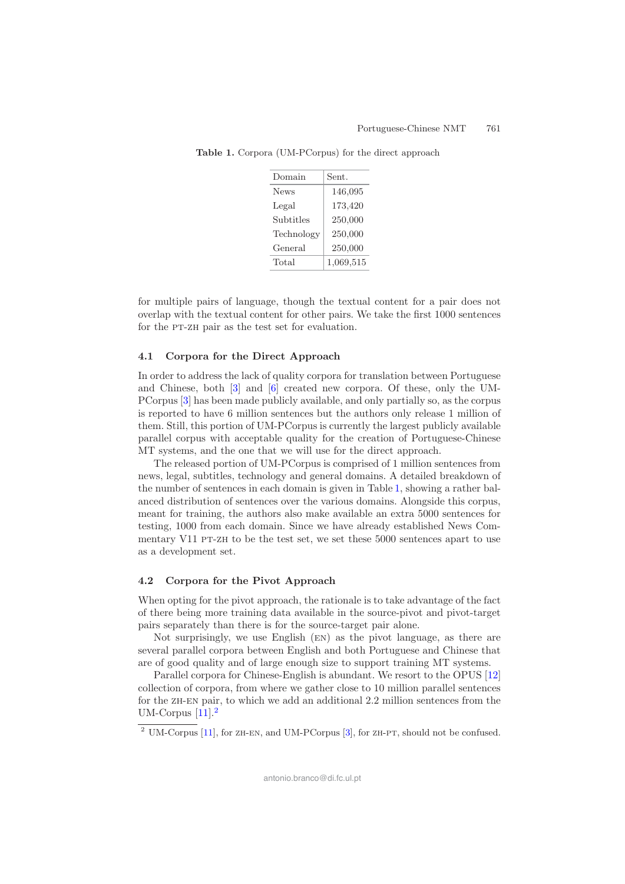**Table 1.** Corpora (UM-PCorpus) for the direct approach

| Domain | Sent. |
|---|---|
| News | 146,095 |
| Legal | 173,420 |
| Subtitles | 250,000 |
| Technology | 250,000 |
| General | 250,000 |
| Total | 1,069,515 |

for multiple pairs of language, though the textual content for a pair does not overlap with the textual content for other pairs. We take the first 1000 sentences for the PT-ZH pair as the test set for evaluation.

### 4.1 Corpora for the Direct Approach

In order to address the lack of quality corpora for translation between Portuguese and Chinese, both [3] and [6] created new corpora. Of these, only the UM-PCorpus [3] has been made publicly available, and only partially so, as the corpus is reported to have 6 million sentences but the authors only release 1 million of them. Still, this portion of UM-PCorpus is currently the largest publicly available parallel corpus with acceptable quality for the creation of Portuguese-Chinese MT systems, and the one that we will use for the direct approach.

The released portion of UM-PCorpus is comprised of 1 million sentences from news, legal, subtitles, technology and general domains. A detailed breakdown of the number of sentences in each domain is given in Table 1, showing a rather balanced distribution of sentences over the various domains. Alongside this corpus, meant for training, the authors also make available an extra 5000 sentences for testing, 1000 from each domain. Since we have already established News Commentary V11 PT-ZH to be the test set, we set these 5000 sentences apart to use as a development set.

### 4.2 Corpora for the Pivot Approach

When opting for the pivot approach, the rationale is to take advantage of the fact of there being more training data available in the source-pivot and pivot-target pairs separately than there is for the source-target pair alone.

Not surprisingly, we use English (EN) as the pivot language, as there are several parallel corpora between English and both Portuguese and Chinese that are of good quality and of large enough size to support training MT systems.

Parallel corpora for Chinese-English is abundant. We resort to the OPUS [12] collection of corpora, from where we gather close to 10 million parallel sentences for the ZH-EN pair, to which we add an additional 2.2 million sentences from the UM-Corpus [11].[2]

[2] UM-Corpus [11], for ZH-EN, and UM-PCorpus [3], for ZH-PT, should not be confused.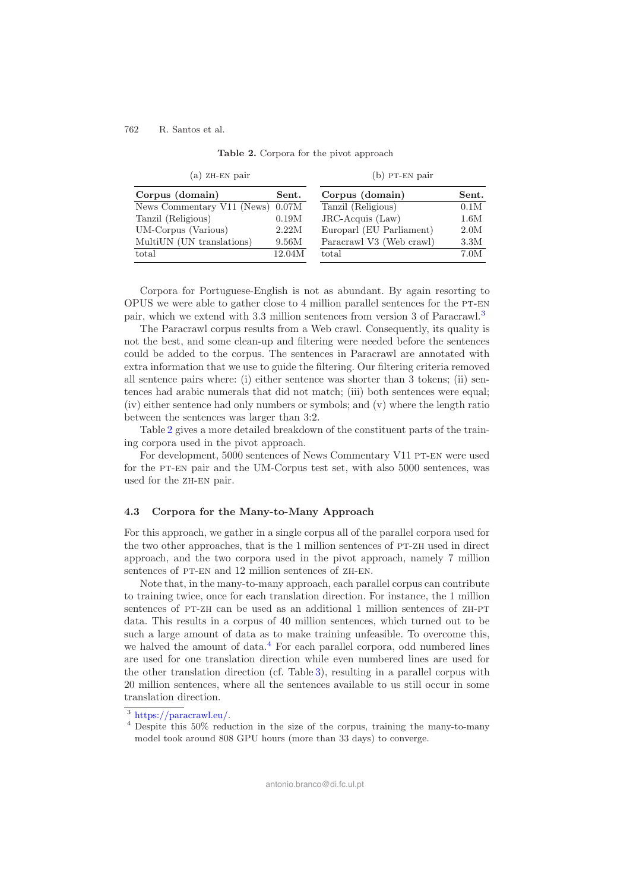**Table 2.** Corpora for the pivot approach

(a) ZH-EN pair

| Corpus (domain) | Sent. |
|---|---|
| News Commentary V11 (News) | 0.07M |
| Tanzil (Religious) | 0.19M |
| UM-Corpus (Various) | 2.22M |
| MultiUN (UN translations) | 9.56M |
| total | 12.04M |

(b) PT-EN pair

| Corpus (domain) | Sent. |
|---|---|
| Tanzil (Religious) | 0.1M |
| JRC-Acquis (Law) | 1.6M |
| Europarl (EU Parliament) | 2.0M |
| Paracrawl V3 (Web crawl) | 3.3M |
| total | 7.0M |

Corpora for Portuguese-English is not as abundant. By again resorting to OPUS we were able to gather close to 4 million parallel sentences for the PT-EN pair, which we extend with 3.3 million sentences from version 3 of Paracrawl.[3]

The Paracrawl corpus results from a Web crawl. Consequently, its quality is not the best, and some clean-up and filtering were needed before the sentences could be added to the corpus. The sentences in Paracrawl are annotated with extra information that we use to guide the filtering. Our filtering criteria removed all sentence pairs where: (i) either sentence was shorter than 3 tokens; (ii) sentences had arabic numerals that did not match; (iii) both sentences were equal; (iv) either sentence had only numbers or symbols; and (v) where the length ratio between the sentences was larger than 3:2.

Table 2 gives a more detailed breakdown of the constituent parts of the training corpora used in the pivot approach.

For development, 5000 sentences of News Commentary V11 PT-EN were used for the PT-EN pair and the UM-Corpus test set, with also 5000 sentences, was used for the ZH-EN pair.

### 4.3 Corpora for the Many-to-Many Approach

For this approach, we gather in a single corpus all of the parallel corpora used for the two other approaches, that is the 1 million sentences of PT-ZH used in direct approach, and the two corpora used in the pivot approach, namely 7 million sentences of PT-EN and 12 million sentences of ZH-EN.

Note that, in the many-to-many approach, each parallel corpus can contribute to training twice, once for each translation direction. For instance, the 1 million sentences of PT-ZH can be used as an additional 1 million sentences of ZH-PT data. This results in a corpus of 40 million sentences, which turned out to be such a large amount of data as to make training unfeasible. To overcome this, we halved the amount of data.[4] For each parallel corpora, odd numbered lines are used for one translation direction while even numbered lines are used for the other translation direction (cf. Table 3), resulting in a parallel corpus with 20 million sentences, where all the sentences available to us still occur in some translation direction.

[3] https://paracrawl.eu/.

[4] Despite this 50% reduction in the size of the corpus, training the many-to-many model took around 808 GPU hours (more than 33 days) to converge.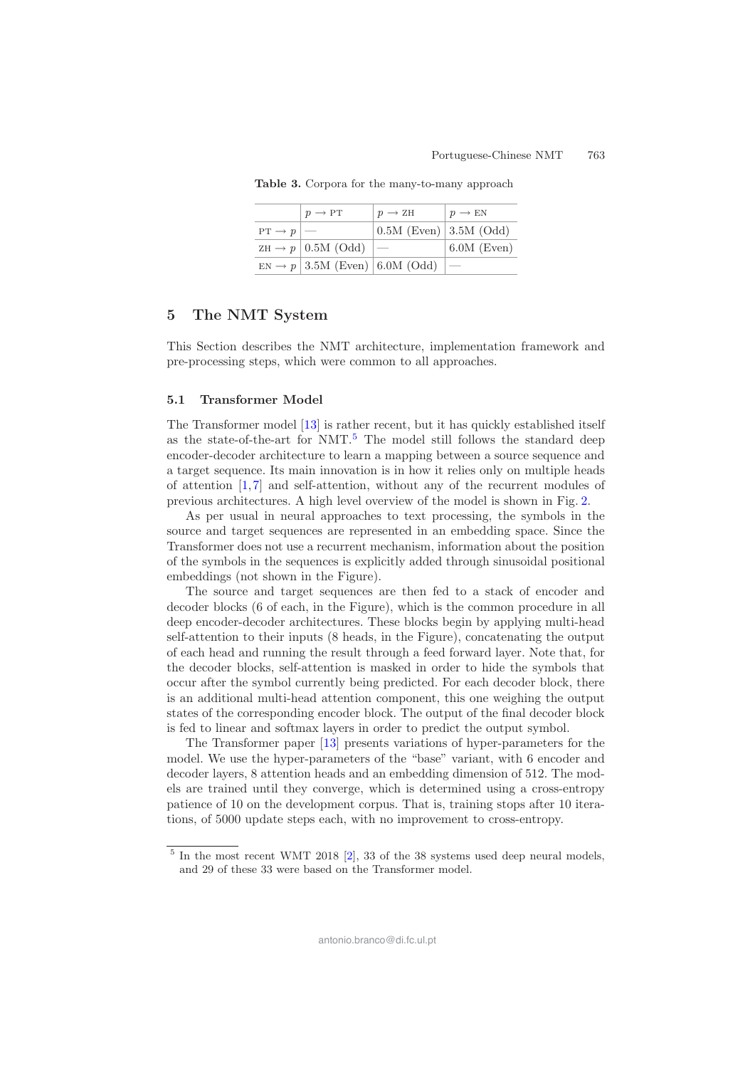**Table 3.** Corpora for the many-to-many approach

| | $p \rightarrow$ PT | $p \rightarrow$ ZH | $p \rightarrow$ EN |
|---|---|---|---|
| PT $\rightarrow p$ | — | 0.5M (Even) | 3.5M (Odd) |
| ZH $\rightarrow p$ | 0.5M (Odd) | — | 6.0M (Even) |
| EN $\rightarrow p$ | 3.5M (Even) | 6.0M (Odd) | — |

## 5 The NMT System

This Section describes the NMT architecture, implementation framework and pre-processing steps, which were common to all approaches.

### 5.1 Transformer Model

The Transformer model [13] is rather recent, but it has quickly established itself as the state-of-the-art for NMT.[5] The model still follows the standard deep encoder-decoder architecture to learn a mapping between a source sequence and a target sequence. Its main innovation is in how it relies only on multiple heads of attention [1,7] and self-attention, without any of the recurrent modules of previous architectures. A high level overview of the model is shown in Fig. 2.

As per usual in neural approaches to text processing, the symbols in the source and target sequences are represented in an embedding space. Since the Transformer does not use a recurrent mechanism, information about the position of the symbols in the sequences is explicitly added through sinusoidal positional embeddings (not shown in the Figure).

The source and target sequences are then fed to a stack of encoder and decoder blocks (6 of each, in the Figure), which is the common procedure in all deep encoder-decoder architectures. These blocks begin by applying multi-head self-attention to their inputs (8 heads, in the Figure), concatenating the output of each head and running the result through a feed forward layer. Note that, for the decoder blocks, self-attention is masked in order to hide the symbols that occur after the symbol currently being predicted. For each decoder block, there is an additional multi-head attention component, this one weighing the output states of the corresponding encoder block. The output of the final decoder block is fed to linear and softmax layers in order to predict the output symbol.

The Transformer paper [13] presents variations of hyper-parameters for the model. We use the hyper-parameters of the "base" variant, with 6 encoder and decoder layers, 8 attention heads and an embedding dimension of 512. The models are trained until they converge, which is determined using a cross-entropy patience of 10 on the development corpus. That is, training stops after 10 iterations, of 5000 update steps each, with no improvement to cross-entropy.

[5] In the most recent WMT 2018 [2], 33 of the 38 systems used deep neural models, and 29 of these 33 were based on the Transformer model.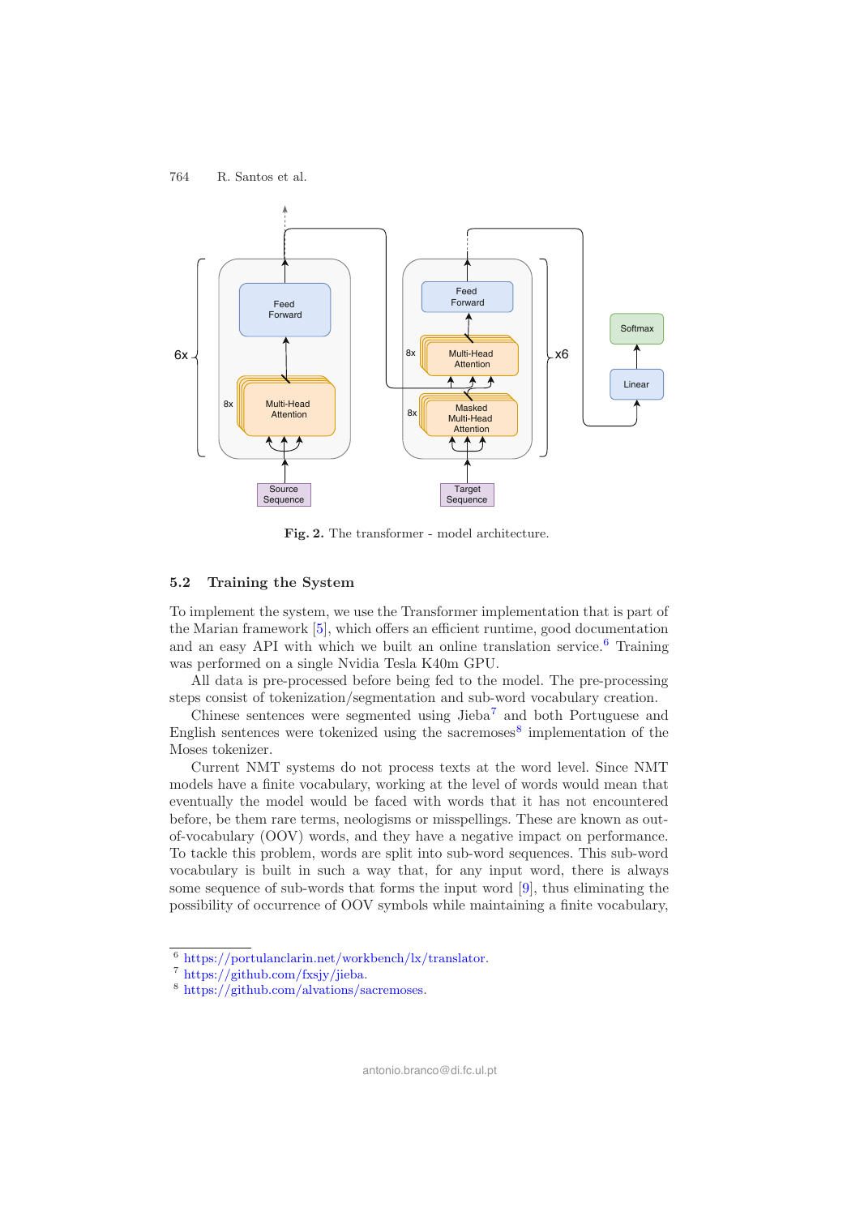Fig. 2. The transformer - model architecture.

### 5.2 Training the System

To implement the system, we use the Transformer implementation that is part of the Marian framework [5], which offers an efficient runtime, good documentation and an easy API with which we built an online translation service.[6] Training was performed on a single Nvidia Tesla K40m GPU.

All data is pre-processed before being fed to the model. The pre-processing steps consist of tokenization/segmentation and sub-word vocabulary creation.

Chinese sentences were segmented using Jieba[7] and both Portuguese and English sentences were tokenized using the sacremoses[8] implementation of the Moses tokenizer.

Current NMT systems do not process texts at the word level. Since NMT models have a finite vocabulary, working at the level of words would mean that eventually the model would be faced with words that it has not encountered before, be them rare terms, neologisms or misspellings. These are known as out-of-vocabulary (OOV) words, and they have a negative impact on performance. To tackle this problem, words are split into sub-word sequences. This sub-word vocabulary is built in such a way that, for any input word, there is always some sequence of sub-words that forms the input word [9], thus eliminating the possibility of occurrence of OOV symbols while maintaining a finite vocabulary,

---

[6] https://portulanclarin.net/workbench/lx/translator.
[7] https://github.com/fxsjy/jieba.
[8] https://github.com/alvations/sacremoses.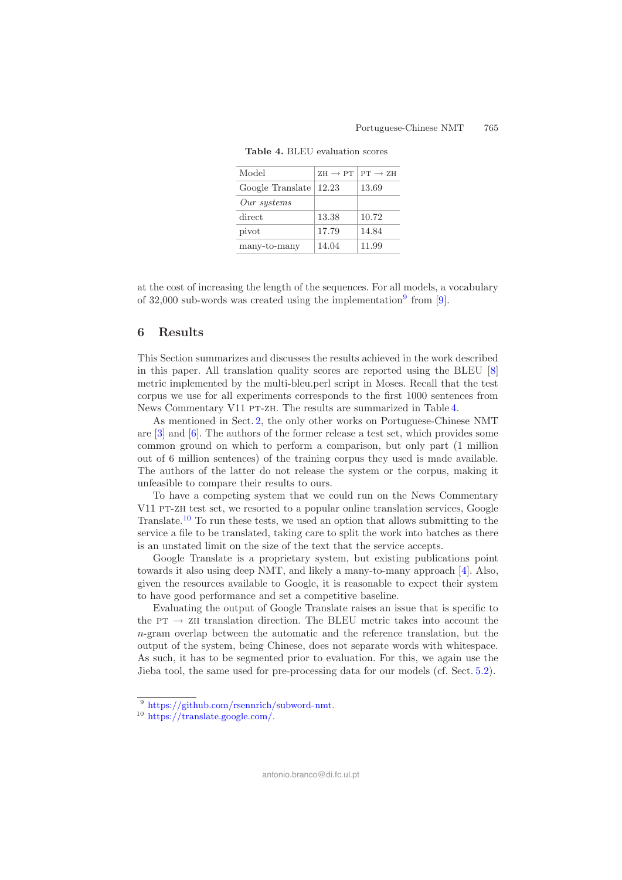**Table 4.** BLEU evaluation scores

| Model | ZH → PT | PT → ZH |
|---|---|---|
| Google Translate | 12.23 | 13.69 |
| *Our systems* | | |
| direct | 13.38 | 10.72 |
| pivot | 17.79 | 14.84 |
| many-to-many | 14.04 | 11.99 |

at the cost of increasing the length of the sequences. For all models, a vocabulary of 32,000 sub-words was created using the implementation[9] from [9].

## 6 Results

This Section summarizes and discusses the results achieved in the work described in this paper. All translation quality scores are reported using the BLEU [8] metric implemented by the multi-bleu.perl script in Moses. Recall that the test corpus we use for all experiments corresponds to the first 1000 sentences from News Commentary V11 PT-ZH. The results are summarized in Table 4.

As mentioned in Sect. 2, the only other works on Portuguese-Chinese NMT are [3] and [6]. The authors of the former release a test set, which provides some common ground on which to perform a comparison, but only part (1 million out of 6 million sentences) of the training corpus they used is made available. The authors of the latter do not release the system or the corpus, making it unfeasible to compare their results to ours.

To have a competing system that we could run on the News Commentary V11 PT-ZH test set, we resorted to a popular online translation services, Google Translate.[10] To run these tests, we used an option that allows submitting to the service a file to be translated, taking care to split the work into batches as there is an unstated limit on the size of the text that the service accepts.

Google Translate is a proprietary system, but existing publications point towards it also using deep NMT, and likely a many-to-many approach [4]. Also, given the resources available to Google, it is reasonable to expect their system to have good performance and set a competitive baseline.

Evaluating the output of Google Translate raises an issue that is specific to the PT → ZH translation direction. The BLEU metric takes into account the $n$-gram overlap between the automatic and the reference translation, but the output of the system, being Chinese, does not separate words with whitespace. As such, it has to be segmented prior to evaluation. For this, we again use the Jieba tool, the same used for pre-processing data for our models (cf. Sect. 5.2).

[9] https://github.com/rsennrich/subword-nmt.

[10] https://translate.google.com/.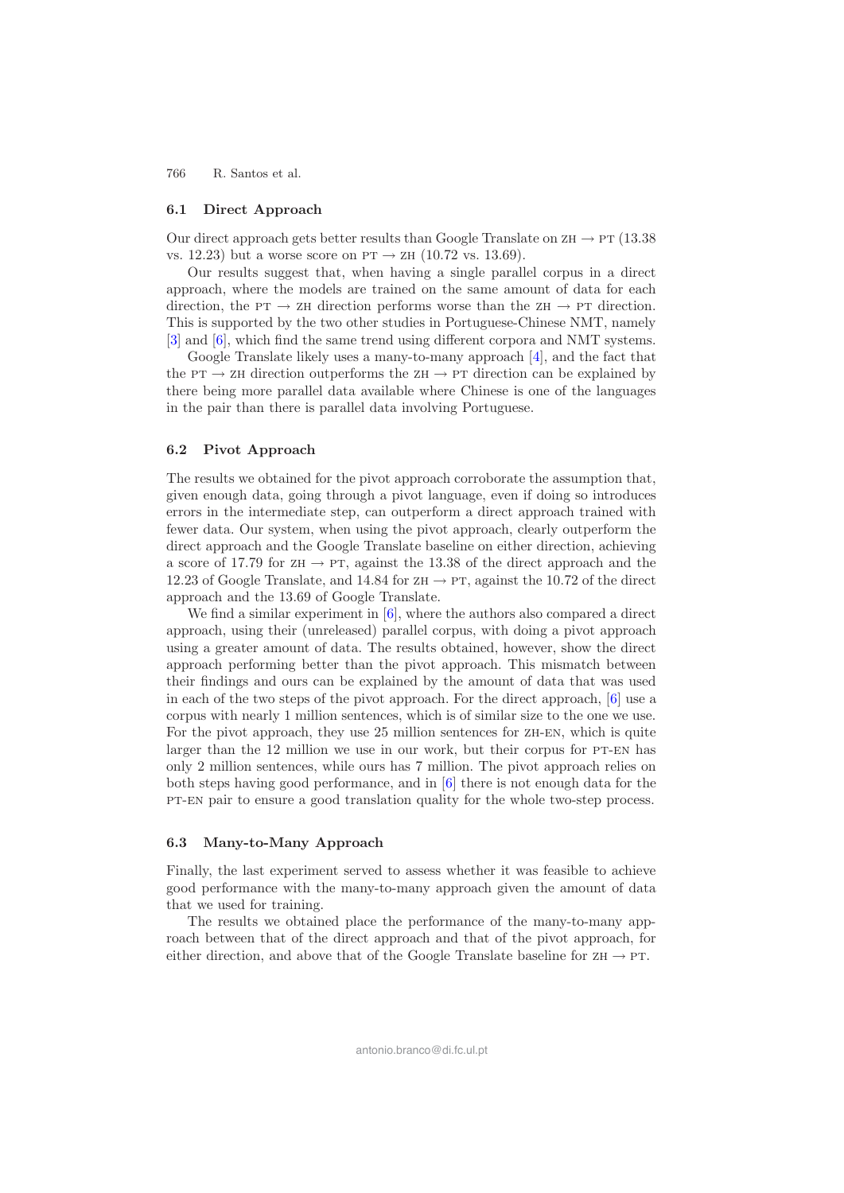### 6.1 Direct Approach

Our direct approach gets better results than Google Translate on ZH → PT (13.38 vs. 12.23) but a worse score on PT → ZH (10.72 vs. 13.69).

Our results suggest that, when having a single parallel corpus in a direct approach, where the models are trained on the same amount of data for each direction, the PT → ZH direction performs worse than the ZH → PT direction. This is supported by the two other studies in Portuguese-Chinese NMT, namely [3] and [6], which find the same trend using different corpora and NMT systems.

Google Translate likely uses a many-to-many approach [4], and the fact that the PT → ZH direction outperforms the ZH → PT direction can be explained by there being more parallel data available where Chinese is one of the languages in the pair than there is parallel data involving Portuguese.

### 6.2 Pivot Approach

The results we obtained for the pivot approach corroborate the assumption that, given enough data, going through a pivot language, even if doing so introduces errors in the intermediate step, can outperform a direct approach trained with fewer data. Our system, when using the pivot approach, clearly outperform the direct approach and the Google Translate baseline on either direction, achieving a score of 17.79 for ZH → PT, against the 13.38 of the direct approach and the 12.23 of Google Translate, and 14.84 for ZH → PT, against the 10.72 of the direct approach and the 13.69 of Google Translate.

We find a similar experiment in [6], where the authors also compared a direct approach, using their (unreleased) parallel corpus, with doing a pivot approach using a greater amount of data. The results obtained, however, show the direct approach performing better than the pivot approach. This mismatch between their findings and ours can be explained by the amount of data that was used in each of the two steps of the pivot approach. For the direct approach, [6] use a corpus with nearly 1 million sentences, which is of similar size to the one we use. For the pivot approach, they use 25 million sentences for ZH-EN, which is quite larger than the 12 million we use in our work, but their corpus for PT-EN has only 2 million sentences, while ours has 7 million. The pivot approach relies on both steps having good performance, and in [6] there is not enough data for the PT-EN pair to ensure a good translation quality for the whole two-step process.

### 6.3 Many-to-Many Approach

Finally, the last experiment served to assess whether it was feasible to achieve good performance with the many-to-many approach given the amount of data that we used for training.

The results we obtained place the performance of the many-to-many approach between that of the direct approach and that of the pivot approach, for either direction, and above that of the Google Translate baseline for ZH → PT.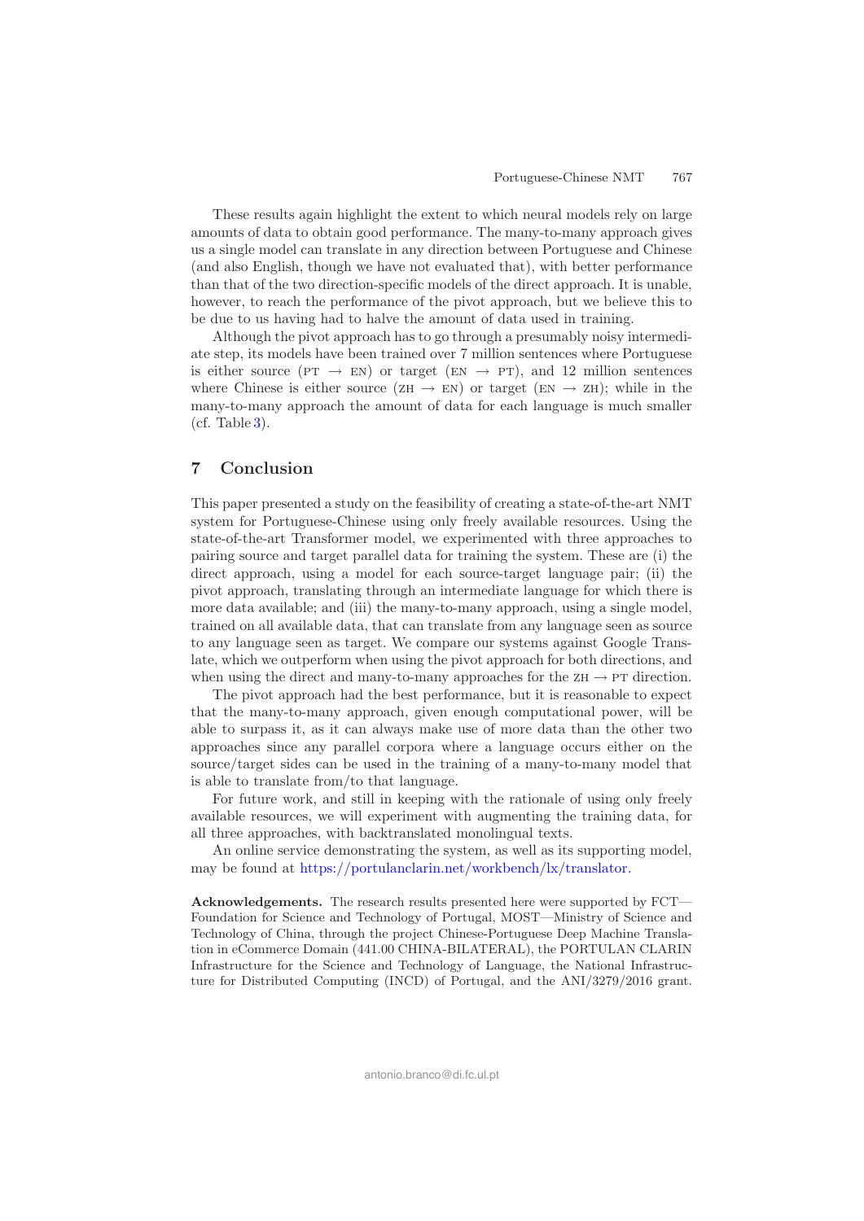These results again highlight the extent to which neural models rely on large amounts of data to obtain good performance. The many-to-many approach gives us a single model can translate in any direction between Portuguese and Chinese (and also English, though we have not evaluated that), with better performance than that of the two direction-specific models of the direct approach. It is unable, however, to reach the performance of the pivot approach, but we believe this to be due to us having had to halve the amount of data used in training.

Although the pivot approach has to go through a presumably noisy intermediate step, its models have been trained over 7 million sentences where Portuguese is either source (PT → EN) or target (EN → PT), and 12 million sentences where Chinese is either source (ZH → EN) or target (EN → ZH); while in the many-to-many approach the amount of data for each language is much smaller (cf. Table 3).

## 7 Conclusion

This paper presented a study on the feasibility of creating a state-of-the-art NMT system for Portuguese-Chinese using only freely available resources. Using the state-of-the-art Transformer model, we experimented with three approaches to pairing source and target parallel data for training the system. These are (i) the direct approach, using a model for each source-target language pair; (ii) the pivot approach, translating through an intermediate language for which there is more data available; and (iii) the many-to-many approach, using a single model, trained on all available data, that can translate from any language seen as source to any language seen as target. We compare our systems against Google Translate, which we outperform when using the pivot approach for both directions, and when using the direct and many-to-many approaches for the ZH → PT direction.

The pivot approach had the best performance, but it is reasonable to expect that the many-to-many approach, given enough computational power, will be able to surpass it, as it can always make use of more data than the other two approaches since any parallel corpora where a language occurs either on the source/target sides can be used in the training of a many-to-many model that is able to translate from/to that language.

For future work, and still in keeping with the rationale of using only freely available resources, we will experiment with augmenting the training data, for all three approaches, with backtranslated monolingual texts.

An online service demonstrating the system, as well as its supporting model, may be found at https://portulanclarin.net/workbench/lx/translator.

**Acknowledgements.** The research results presented here were supported by FCT—Foundation for Science and Technology of Portugal, MOST—Ministry of Science and Technology of China, through the project Chinese-Portuguese Deep Machine Translation in eCommerce Domain (441.00 CHINA-BILATERAL), the PORTULAN CLARIN Infrastructure for the Science and Technology of Language, the National Infrastructure for Distributed Computing (INCD) of Portugal, and the ANI/3279/2016 grant.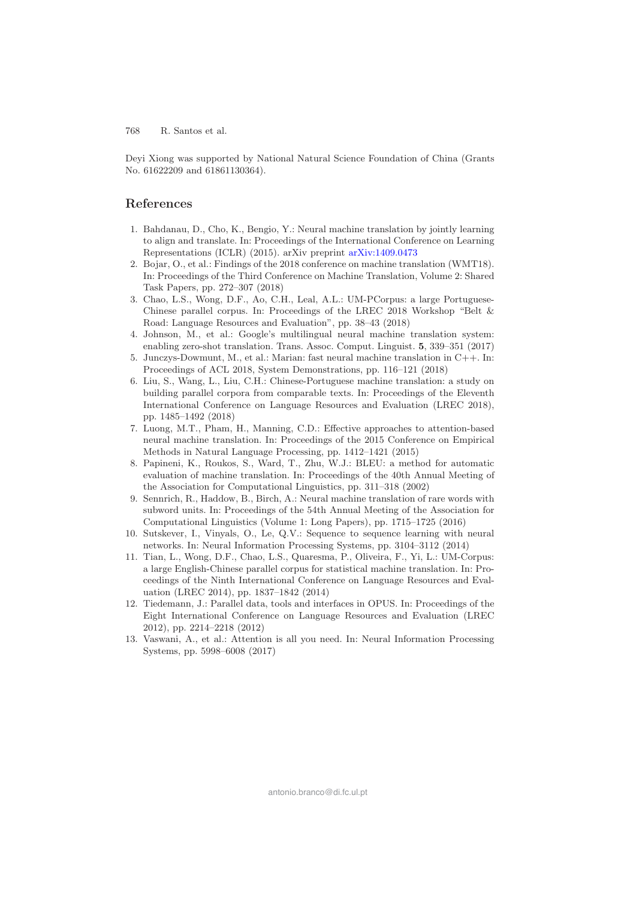Deyi Xiong was supported by National Natural Science Foundation of China (Grants No. 61622209 and 61861130364).

## References

1. Bahdanau, D., Cho, K., Bengio, Y.: Neural machine translation by jointly learning to align and translate. In: Proceedings of the International Conference on Learning Representations (ICLR) (2015). arXiv preprint arXiv:1409.0473
2. Bojar, O., et al.: Findings of the 2018 conference on machine translation (WMT18). In: Proceedings of the Third Conference on Machine Translation, Volume 2: Shared Task Papers, pp. 272–307 (2018)
3. Chao, L.S., Wong, D.F., Ao, C.H., Leal, A.L.: UM-PCorpus: a large Portuguese-Chinese parallel corpus. In: Proceedings of the LREC 2018 Workshop "Belt & Road: Language Resources and Evaluation", pp. 38–43 (2018)
4. Johnson, M., et al.: Google's multilingual neural machine translation system: enabling zero-shot translation. Trans. Assoc. Comput. Linguist. **5**, 339–351 (2017)
5. Junczys-Dowmunt, M., et al.: Marian: fast neural machine translation in C++. In: Proceedings of ACL 2018, System Demonstrations, pp. 116–121 (2018)
6. Liu, S., Wang, L., Liu, C.H.: Chinese-Portuguese machine translation: a study on building parallel corpora from comparable texts. In: Proceedings of the Eleventh International Conference on Language Resources and Evaluation (LREC 2018), pp. 1485–1492 (2018)
7. Luong, M.T., Pham, H., Manning, C.D.: Effective approaches to attention-based neural machine translation. In: Proceedings of the 2015 Conference on Empirical Methods in Natural Language Processing, pp. 1412–1421 (2015)
8. Papineni, K., Roukos, S., Ward, T., Zhu, W.J.: BLEU: a method for automatic evaluation of machine translation. In: Proceedings of the 40th Annual Meeting of the Association for Computational Linguistics, pp. 311–318 (2002)
9. Sennrich, R., Haddow, B., Birch, A.: Neural machine translation of rare words with subword units. In: Proceedings of the 54th Annual Meeting of the Association for Computational Linguistics (Volume 1: Long Papers), pp. 1715–1725 (2016)
10. Sutskever, I., Vinyals, O., Le, Q.V.: Sequence to sequence learning with neural networks. In: Neural Information Processing Systems, pp. 3104–3112 (2014)
11. Tian, L., Wong, D.F., Chao, L.S., Quaresma, P., Oliveira, F., Yi, L.: UM-Corpus: a large English-Chinese parallel corpus for statistical machine translation. In: Proceedings of the Ninth International Conference on Language Resources and Evaluation (LREC 2014), pp. 1837–1842 (2014)
12. Tiedemann, J.: Parallel data, tools and interfaces in OPUS. In: Proceedings of the Eight International Conference on Language Resources and Evaluation (LREC 2012), pp. 2214–2218 (2012)
13. Vaswani, A., et al.: Attention is all you need. In: Neural Information Processing Systems, pp. 5998–6008 (2017)